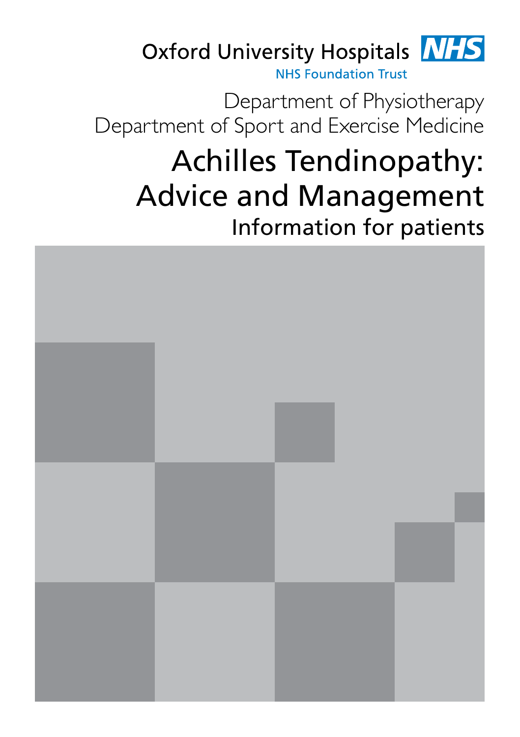Oxford University Hospitals NHS

NHS Foundation Trust

Department of Physiotherapy

Department of Sport and Exercise Medicine

# Achilles Tendinopathy: Advice and Management

## Information for patients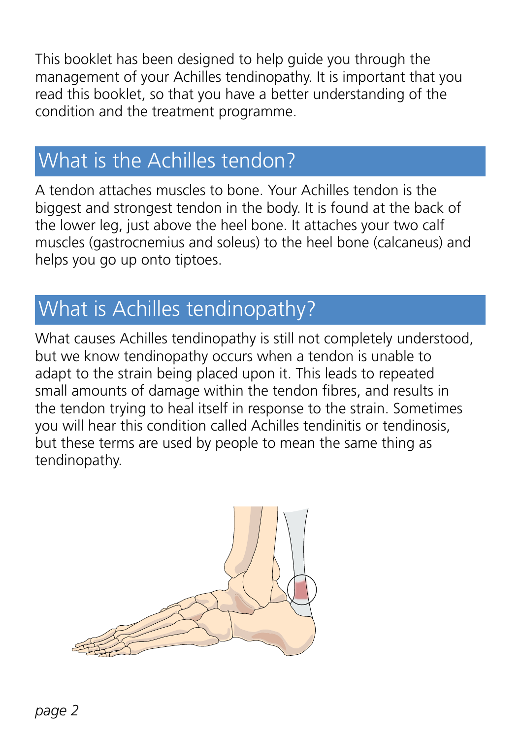This booklet has been designed to help guide you through the management of your Achilles tendinopathy. It is important that you read this booklet, so that you have a better understanding of the condition and the treatment programme.

## What is the Achilles tendon?

A tendon attaches muscles to bone. Your Achilles tendon is the biggest and strongest tendon in the body. It is found at the back of the lower leg, just above the heel bone. It attaches your two calf muscles (gastrocnemius and soleus) to the heel bone (calcaneus) and helps you go up onto tiptoes.

## What is Achilles tendinopathy?

What causes Achilles tendinopathy is still not completely understood, but we know tendinopathy occurs when a tendon is unable to adapt to the strain being placed upon it. This leads to repeated small amounts of damage within the tendon fibres, and results in the tendon trying to heal itself in response to the strain. Sometimes you will hear this condition called Achilles tendinitis or tendinosis, but these terms are used by people to mean the same thing as tendinopathy.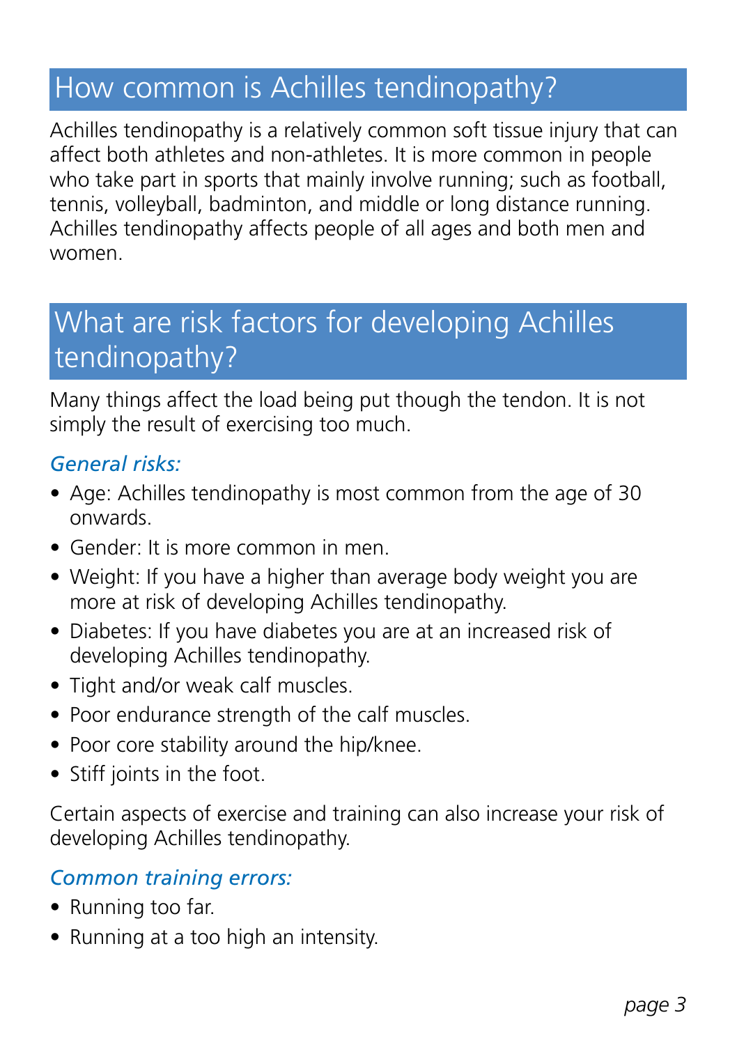## How common is Achilles tendinopathy?

Achilles tendinopathy is a relatively common soft tissue injury that can affect both athletes and non-athletes. It is more common in people who take part in sports that mainly involve running; such as football, tennis, volleyball, badminton, and middle or long distance running. Achilles tendinopathy affects people of all ages and both men and women.

## What are risk factors for developing Achilles tendinopathy?

Many things affect the load being put though the tendon. It is not simply the result of exercising too much.

### *General risks:*

- Age: Achilles tendinopathy is most common from the age of 30 onwards.
- Gender: It is more common in men.
- Weight: If you have a higher than average body weight you are more at risk of developing Achilles tendinopathy.
- Diabetes: If you have diabetes you are at an increased risk of developing Achilles tendinopathy.
- Tight and/or weak calf muscles.
- Poor endurance strength of the calf muscles.
- Poor core stability around the hip/knee.
- Stiff joints in the foot.

Certain aspects of exercise and training can also increase your risk of developing Achilles tendinopathy.

### *Common training errors:*

- Running too far.
- Running at a too high an intensity.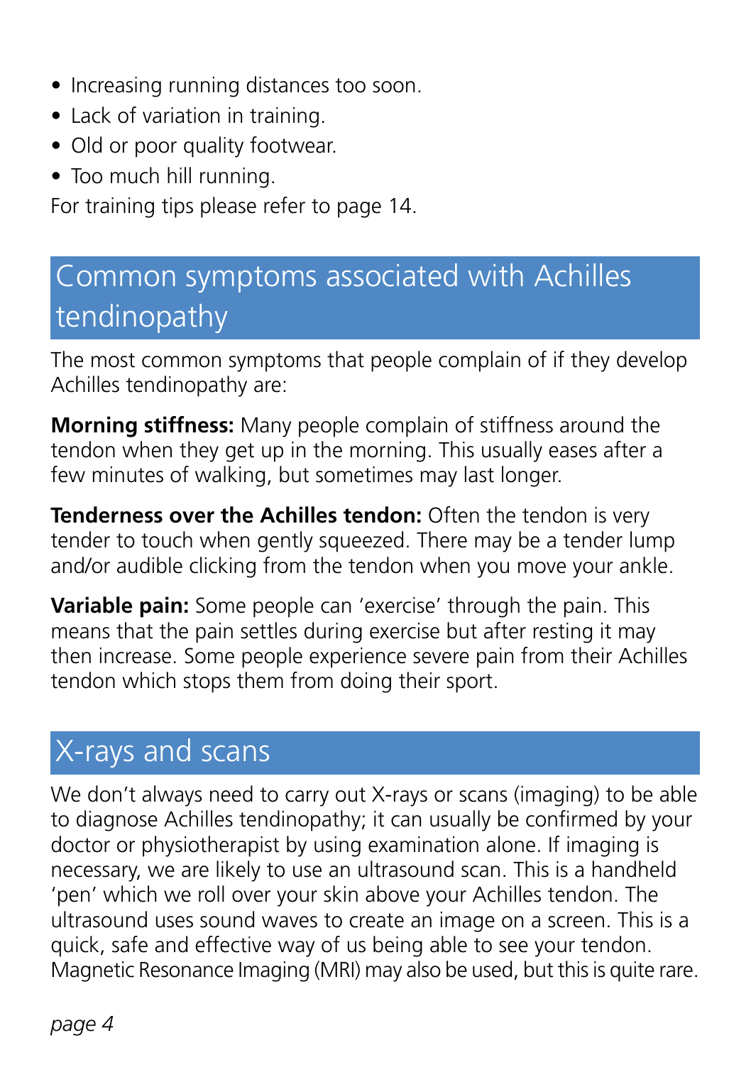- Increasing running distances too soon.
- Lack of variation in training.
- Old or poor quality footwear.
- Too much hill running.

For training tips please refer to page 14.

## Common symptoms associated with Achilles tendinopathy

The most common symptoms that people complain of if they develop Achilles tendinopathy are:

**Morning stiffness:** Many people complain of stiffness around the tendon when they get up in the morning. This usually eases after a few minutes of walking, but sometimes may last longer.

**Tenderness over the Achilles tendon:** Often the tendon is very tender to touch when gently squeezed. There may be a tender lump and/or audible clicking from the tendon when you move your ankle.

**Variable pain:** Some people can 'exercise' through the pain. This means that the pain settles during exercise but after resting it may then increase. Some people experience severe pain from their Achilles tendon which stops them from doing their sport.

## X-rays and scans

We don't always need to carry out X-rays or scans (imaging) to be able to diagnose Achilles tendinopathy; it can usually be confirmed by your doctor or physiotherapist by using examination alone. If imaging is necessary, we are likely to use an ultrasound scan. This is a handheld 'pen' which we roll over your skin above your Achilles tendon. The ultrasound uses sound waves to create an image on a screen. This is a quick, safe and effective way of us being able to see your tendon. Magnetic Resonance Imaging (MRI) may also be used, but this is quite rare.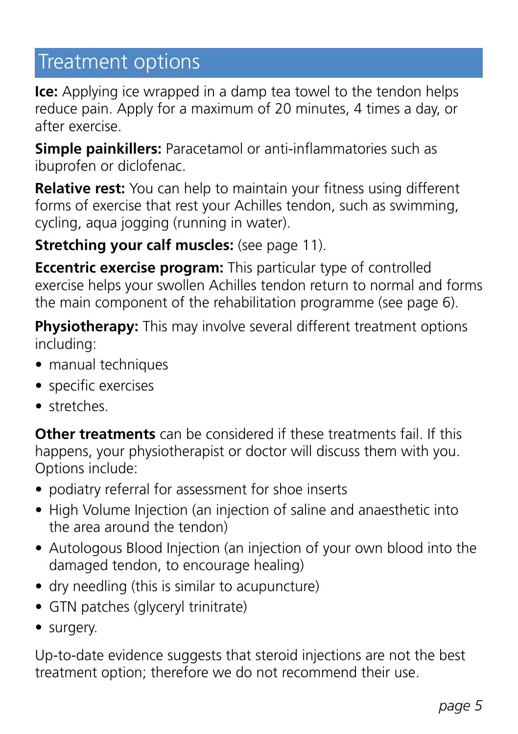## Treatment options

**Ice:** Applying ice wrapped in a damp tea towel to the tendon helps reduce pain. Apply for a maximum of 20 minutes, 4 times a day, or after exercise.

**Simple painkillers:** Paracetamol or anti-inflammatories such as ibuprofen or diclofenac.

**Relative rest:** You can help to maintain your fitness using different forms of exercise that rest your Achilles tendon, such as swimming, cycling, aqua jogging (running in water).

**Stretching your calf muscles:** (see page 11).

**Eccentric exercise program:** This particular type of controlled exercise helps your swollen Achilles tendon return to normal and forms the main component of the rehabilitation programme (see page 6).

**Physiotherapy:** This may involve several different treatment options including:

- manual techniques
- specific exercises
- stretches.

**Other treatments** can be considered if these treatments fail. If this happens, your physiotherapist or doctor will discuss them with you. Options include:

- podiatry referral for assessment for shoe inserts
- High Volume Injection (an injection of saline and anaesthetic into the area around the tendon)
- Autologous Blood Injection (an injection of your own blood into the damaged tendon, to encourage healing)
- dry needling (this is similar to acupuncture)
- GTN patches (glyceryl trinitrate)
- surgery.

Up-to-date evidence suggests that steroid injections are not the best treatment option; therefore we do not recommend their use.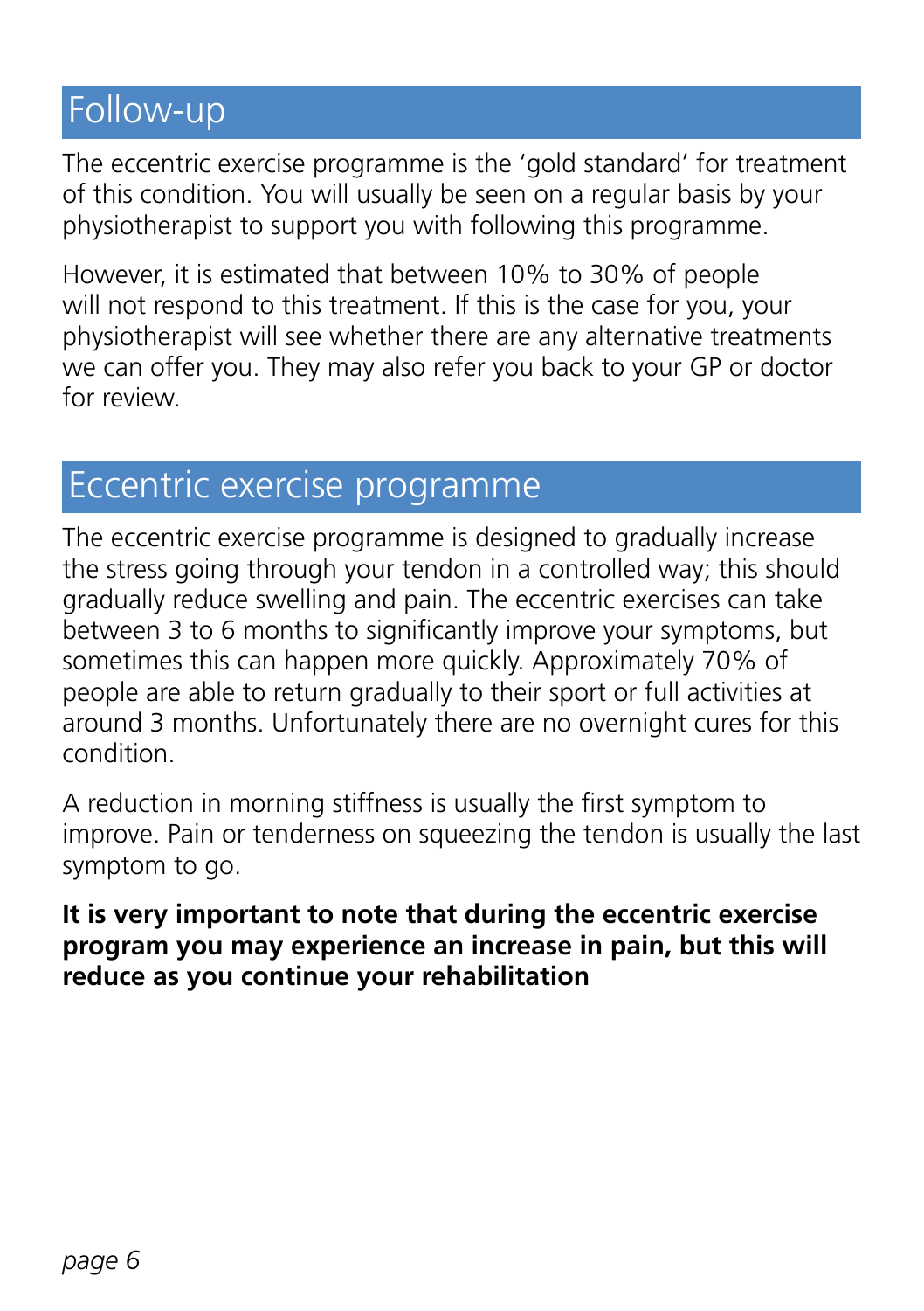## Follow-up

The eccentric exercise programme is the 'gold standard' for treatment of this condition. You will usually be seen on a regular basis by your physiotherapist to support you with following this programme.

However, it is estimated that between 10% to 30% of people will not respond to this treatment. If this is the case for you, your physiotherapist will see whether there are any alternative treatments we can offer you. They may also refer you back to your GP or doctor for review.

## Eccentric exercise programme

The eccentric exercise programme is designed to gradually increase the stress going through your tendon in a controlled way; this should gradually reduce swelling and pain. The eccentric exercises can take between 3 to 6 months to significantly improve your symptoms, but sometimes this can happen more quickly. Approximately 70% of people are able to return gradually to their sport or full activities at around 3 months. Unfortunately there are no overnight cures for this condition.

A reduction in morning stiffness is usually the first symptom to improve. Pain or tenderness on squeezing the tendon is usually the last symptom to go.

**It is very important to note that during the eccentric exercise program you may experience an increase in pain, but this will reduce as you continue your rehabilitation**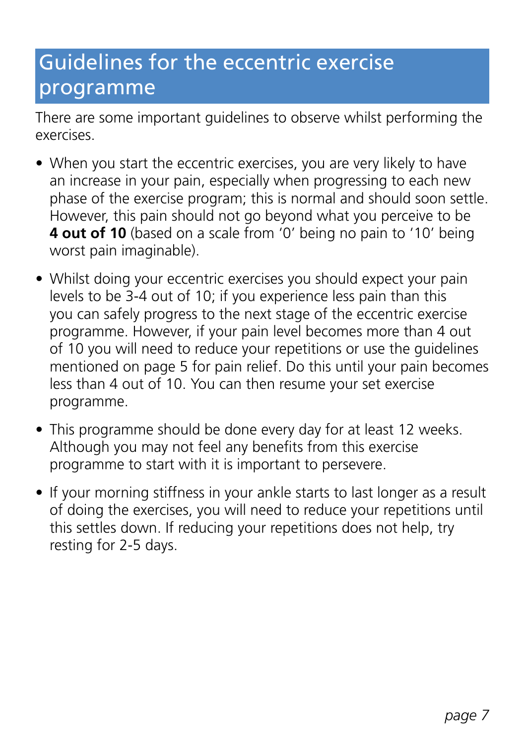# Guidelines for the eccentric exercise programme

There are some important guidelines to observe whilst performing the exercises.

- When you start the eccentric exercises, you are very likely to have an increase in your pain, especially when progressing to each new phase of the exercise program; this is normal and should soon settle. However, this pain should not go beyond what you perceive to be **4 out of 10** (based on a scale from '0' being no pain to '10' being worst pain imaginable).
- Whilst doing your eccentric exercises you should expect your pain levels to be 3-4 out of 10; if you experience less pain than this you can safely progress to the next stage of the eccentric exercise programme. However, if your pain level becomes more than 4 out of 10 you will need to reduce your repetitions or use the guidelines mentioned on page 5 for pain relief. Do this until your pain becomes less than 4 out of 10. You can then resume your set exercise programme.
- This programme should be done every day for at least 12 weeks. Although you may not feel any benefits from this exercise programme to start with it is important to persevere.
- If your morning stiffness in your ankle starts to last longer as a result of doing the exercises, you will need to reduce your repetitions until this settles down. If reducing your repetitions does not help, try resting for 2-5 days.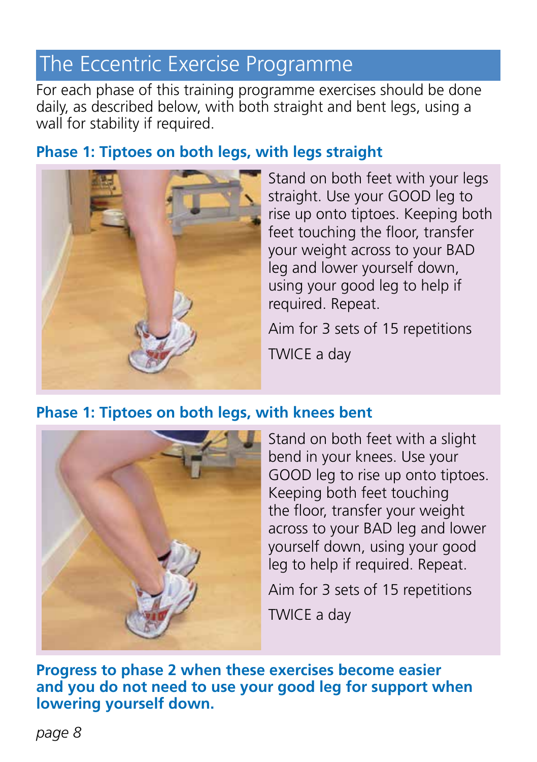# The Eccentric Exercise Programme

For each phase of this training programme exercises should be done daily, as described below, with both straight and bent legs, using a wall for stability if required.

### Phase 1: Tiptoes on both legs, with legs straight

Stand on both feet with your legs straight. Use your GOOD leg to rise up onto tiptoes. Keeping both feet touching the floor, transfer your weight across to your BAD leg and lower yourself down, using your good leg to help if required. Repeat.

Aim for 3 sets of 15 repetitions

TWICE a day

### Phase 1: Tiptoes on both legs, with knees bent

Stand on both feet with a slight bend in your knees. Use your GOOD leg to rise up onto tiptoes. Keeping both feet touching the floor, transfer your weight across to your BAD leg and lower yourself down, using your good leg to help if required. Repeat.

Aim for 3 sets of 15 repetitions

TWICE a day

**Progress to phase 2 when these exercises become easier and you do not need to use your good leg for support when lowering yourself down.**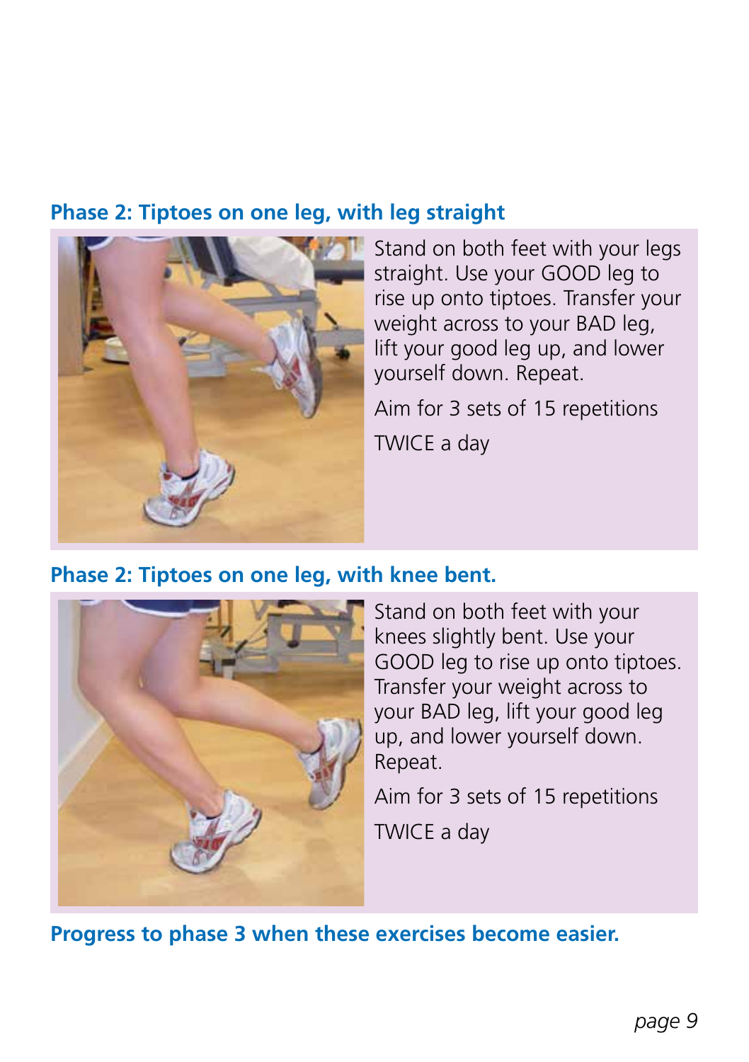## Phase 2: Tiptoes on one leg, with leg straight

Stand on both feet with your legs straight. Use your GOOD leg to rise up onto tiptoes. Transfer your weight across to your BAD leg, lift your good leg up, and lower yourself down. Repeat.

Aim for 3 sets of 15 repetitions

TWICE a day

## Phase 2: Tiptoes on one leg, with knee bent.

Stand on both feet with your knees slightly bent. Use your GOOD leg to rise up onto tiptoes. Transfer your weight across to your BAD leg, lift your good leg up, and lower yourself down. Repeat.

Aim for 3 sets of 15 repetitions

TWICE a day

**Progress to phase 3 when these exercises become easier.**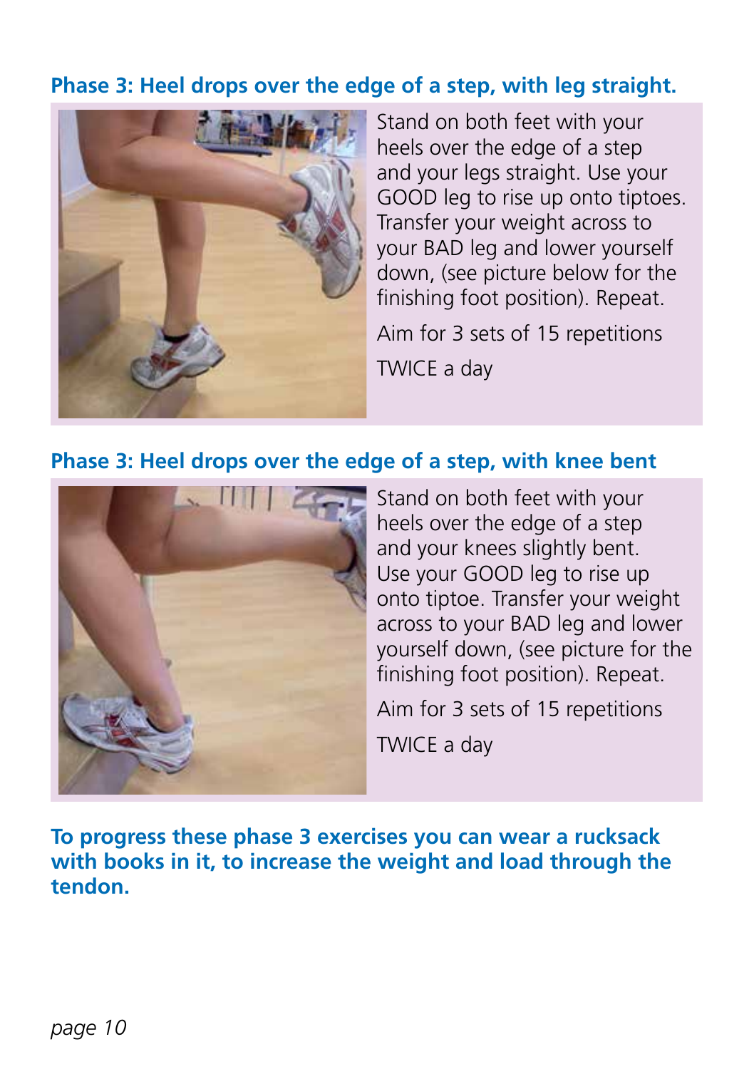## Phase 3: Heel drops over the edge of a step, with leg straight.

Stand on both feet with your heels over the edge of a step and your legs straight. Use your GOOD leg to rise up onto tiptoes. Transfer your weight across to your BAD leg and lower yourself down, (see picture below for the finishing foot position). Repeat.

Aim for 3 sets of 15 repetitions

TWICE a day

## Phase 3: Heel drops over the edge of a step, with knee bent

Stand on both feet with your heels over the edge of a step and your knees slightly bent. Use your GOOD leg to rise up onto tiptoe. Transfer your weight across to your BAD leg and lower yourself down, (see picture for the finishing foot position). Repeat.

Aim for 3 sets of 15 repetitions

TWICE a day

**To progress these phase 3 exercises you can wear a rucksack with books in it, to increase the weight and load through the tendon.**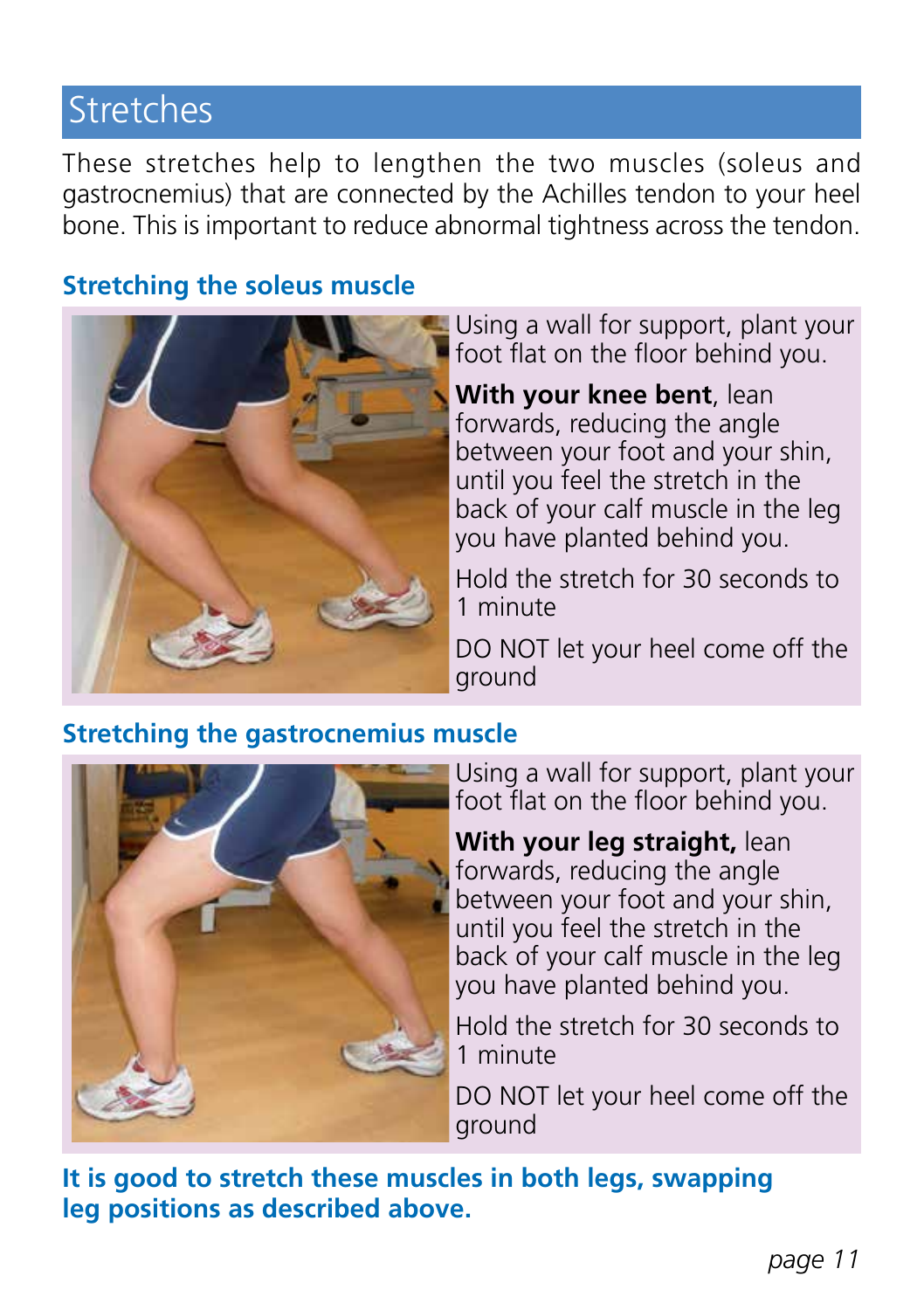# Stretches

These stretches help to lengthen the two muscles (soleus and gastrocnemius) that are connected by the Achilles tendon to your heel bone. This is important to reduce abnormal tightness across the tendon.

## Stretching the soleus muscle

Using a wall for support, plant your foot flat on the floor behind you.

**With your knee bent**, lean forwards, reducing the angle between your foot and your shin, until you feel the stretch in the back of your calf muscle in the leg you have planted behind you.

Hold the stretch for 30 seconds to 1 minute

DO NOT let your heel come off the ground

## Stretching the gastrocnemius muscle

Using a wall for support, plant your foot flat on the floor behind you.

**With your leg straight,** lean forwards, reducing the angle between your foot and your shin, until you feel the stretch in the back of your calf muscle in the leg you have planted behind you.

Hold the stretch for 30 seconds to 1 minute

DO NOT let your heel come off the ground

**It is good to stretch these muscles in both legs, swapping leg positions as described above.**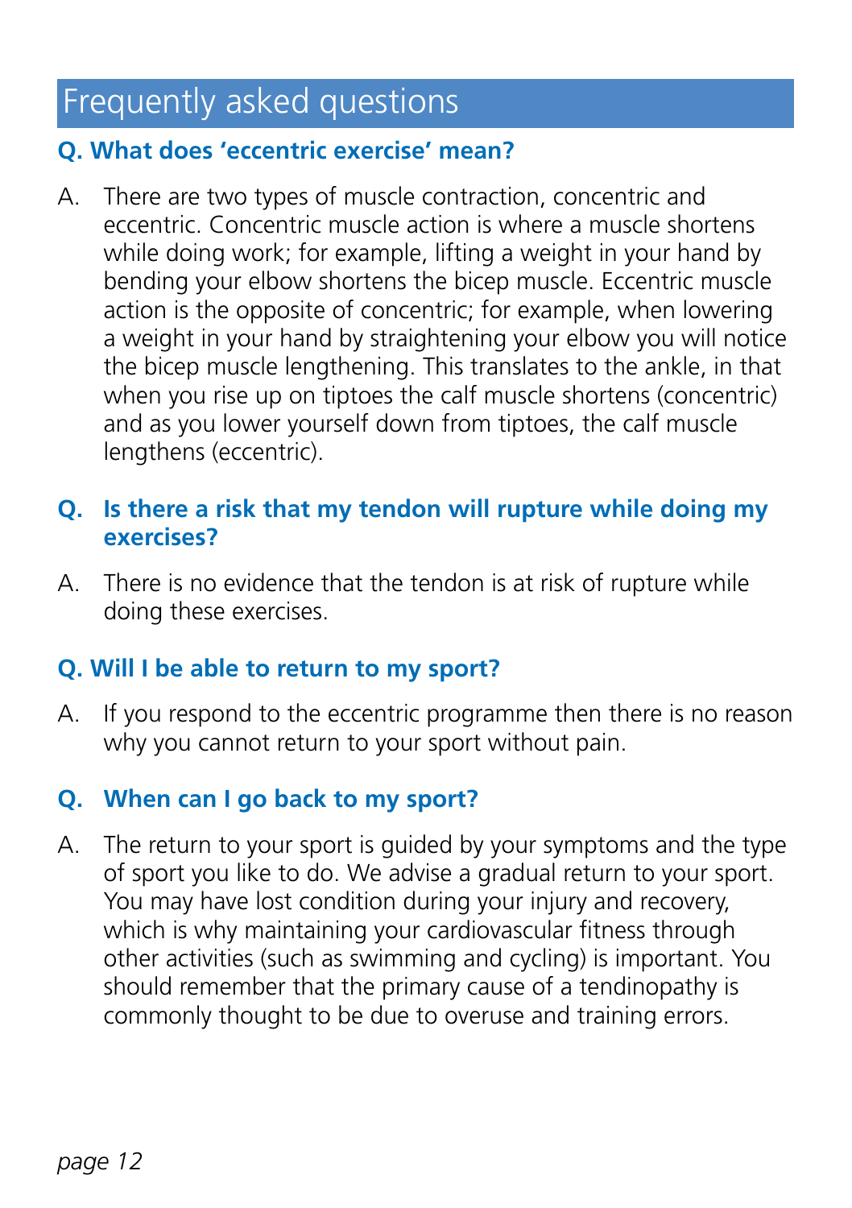## Frequently asked questions

### Q. What does 'eccentric exercise' mean?

A. There are two types of muscle contraction, concentric and eccentric. Concentric muscle action is where a muscle shortens while doing work; for example, lifting a weight in your hand by bending your elbow shortens the bicep muscle. Eccentric muscle action is the opposite of concentric; for example, when lowering a weight in your hand by straightening your elbow you will notice the bicep muscle lengthening. This translates to the ankle, in that when you rise up on tiptoes the calf muscle shortens (concentric) and as you lower yourself down from tiptoes, the calf muscle lengthens (eccentric).

### Q. Is there a risk that my tendon will rupture while doing my exercises?

A. There is no evidence that the tendon is at risk of rupture while doing these exercises.

### Q. Will I be able to return to my sport?

A. If you respond to the eccentric programme then there is no reason why you cannot return to your sport without pain.

### Q. When can I go back to my sport?

A. The return to your sport is guided by your symptoms and the type of sport you like to do. We advise a gradual return to your sport. You may have lost condition during your injury and recovery, which is why maintaining your cardiovascular fitness through other activities (such as swimming and cycling) is important. You should remember that the primary cause of a tendinopathy is commonly thought to be due to overuse and training errors.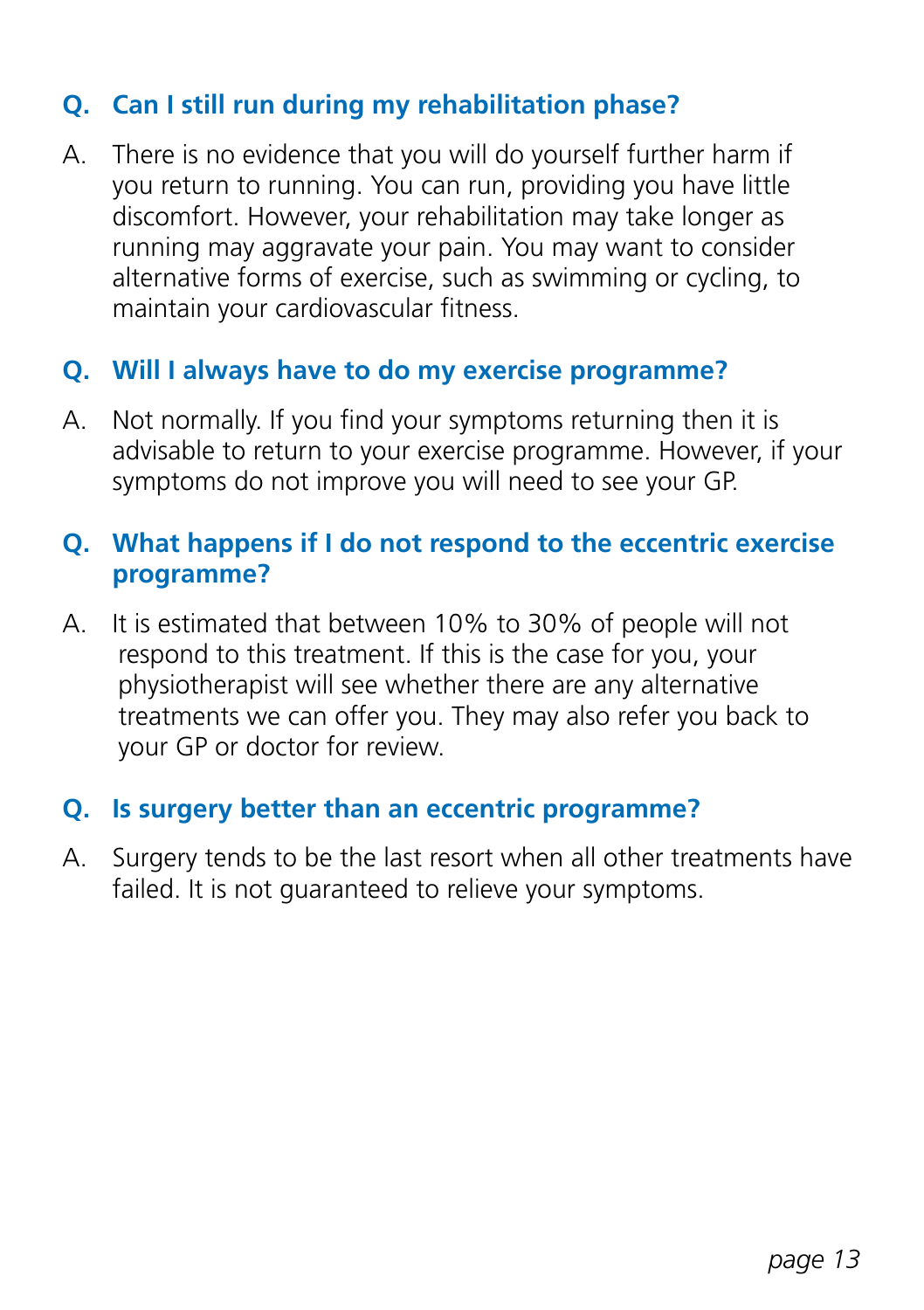**Q. Can I still run during my rehabilitation phase?**

A. There is no evidence that you will do yourself further harm if you return to running. You can run, providing you have little discomfort. However, your rehabilitation may take longer as running may aggravate your pain. You may want to consider alternative forms of exercise, such as swimming or cycling, to maintain your cardiovascular fitness.

**Q. Will I always have to do my exercise programme?**

A. Not normally. If you find your symptoms returning then it is advisable to return to your exercise programme. However, if your symptoms do not improve you will need to see your GP.

**Q. What happens if I do not respond to the eccentric exercise programme?**

A. It is estimated that between 10% to 30% of people will not respond to this treatment. If this is the case for you, your physiotherapist will see whether there are any alternative treatments we can offer you. They may also refer you back to your GP or doctor for review.

**Q. Is surgery better than an eccentric programme?**

A. Surgery tends to be the last resort when all other treatments have failed. It is not guaranteed to relieve your symptoms.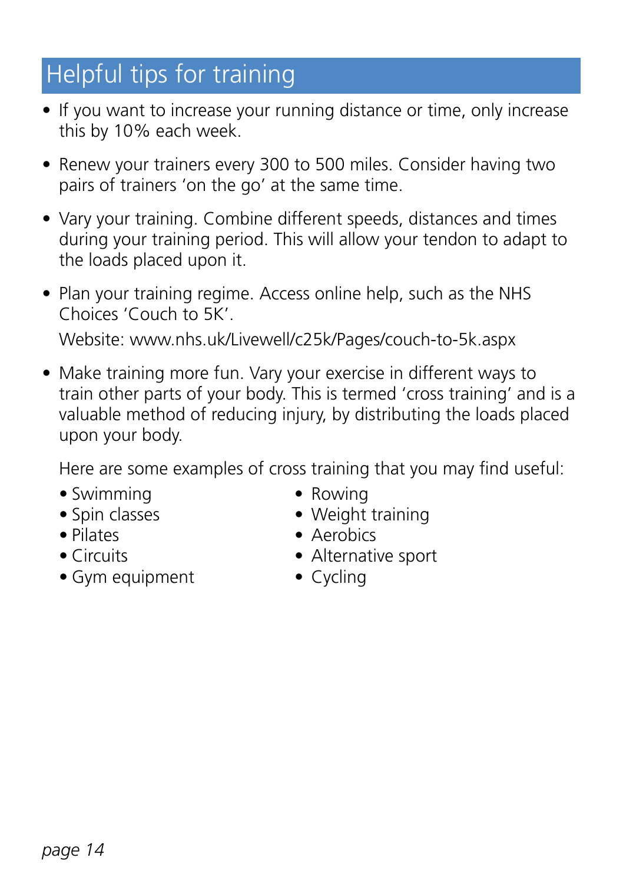# Helpful tips for training

- If you want to increase your running distance or time, only increase this by 10% each week.
- Renew your trainers every 300 to 500 miles. Consider having two pairs of trainers 'on the go' at the same time.
- Vary your training. Combine different speeds, distances and times during your training period. This will allow your tendon to adapt to the loads placed upon it.
- Plan your training regime. Access online help, such as the NHS Choices 'Couch to 5K'.

  Website: www.nhs.uk/Livewell/c25k/Pages/couch-to-5k.aspx
- Make training more fun. Vary your exercise in different ways to train other parts of your body. This is termed 'cross training' and is a valuable method of reducing injury, by distributing the loads placed upon your body.

  Here are some examples of cross training that you may find useful:

  - Swimming
  - Spin classes
  - Pilates
  - Circuits
  - Gym equipment
  - Rowing
  - Weight training
  - Aerobics
  - Alternative sport
  - Cycling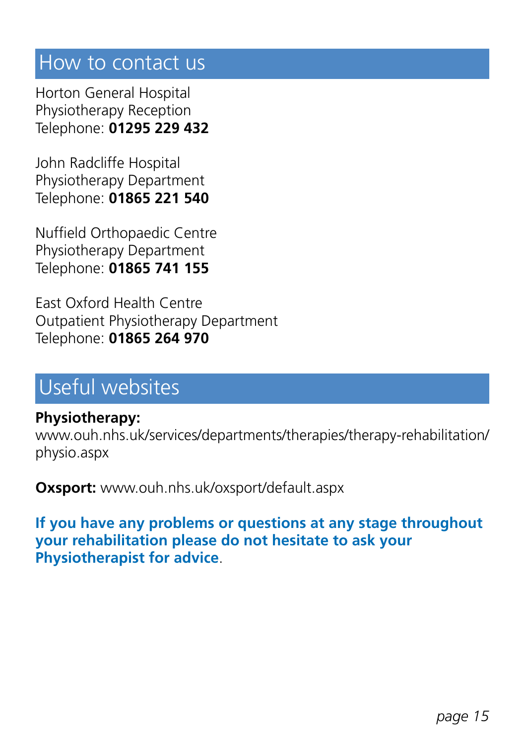## How to contact us

Horton General Hospital
Physiotherapy Reception
Telephone: **01295 229 432**

John Radcliffe Hospital
Physiotherapy Department
Telephone: **01865 221 540**

Nuffield Orthopaedic Centre
Physiotherapy Department
Telephone: **01865 741 155**

East Oxford Health Centre
Outpatient Physiotherapy Department
Telephone: **01865 264 970**

## Useful websites

**Physiotherapy:**
www.ouh.nhs.uk/services/departments/therapies/therapy-rehabilitation/physio.aspx

**Oxsport:** www.ouh.nhs.uk/oxsport/default.aspx

**If you have any problems or questions at any stage throughout your rehabilitation please do not hesitate to ask your Physiotherapist for advice**.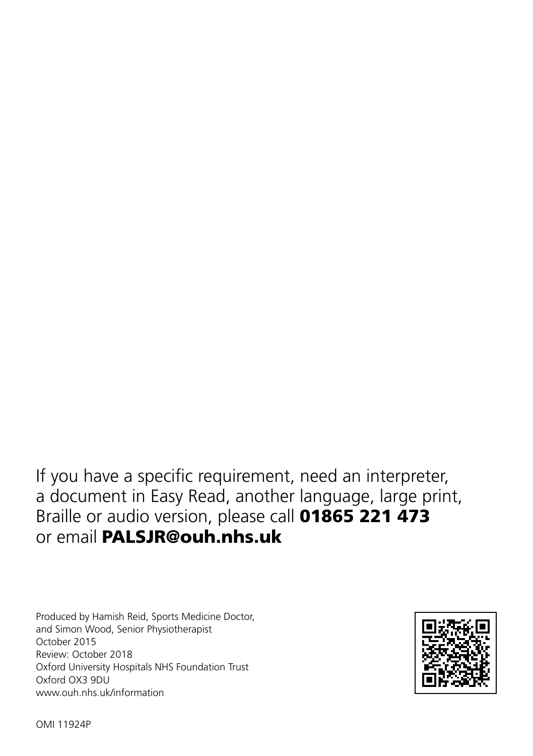If you have a specific requirement, need an interpreter, a document in Easy Read, another language, large print, Braille or audio version, please call **01865 221 473** or email **PALSJR@ouh.nhs.uk**

Produced by Hamish Reid, Sports Medicine Doctor,
and Simon Wood, Senior Physiotherapist
October 2015
Review: October 2018
Oxford University Hospitals NHS Foundation Trust
Oxford OX3 9DU
www.ouh.nhs.uk/information

OMI 11924P